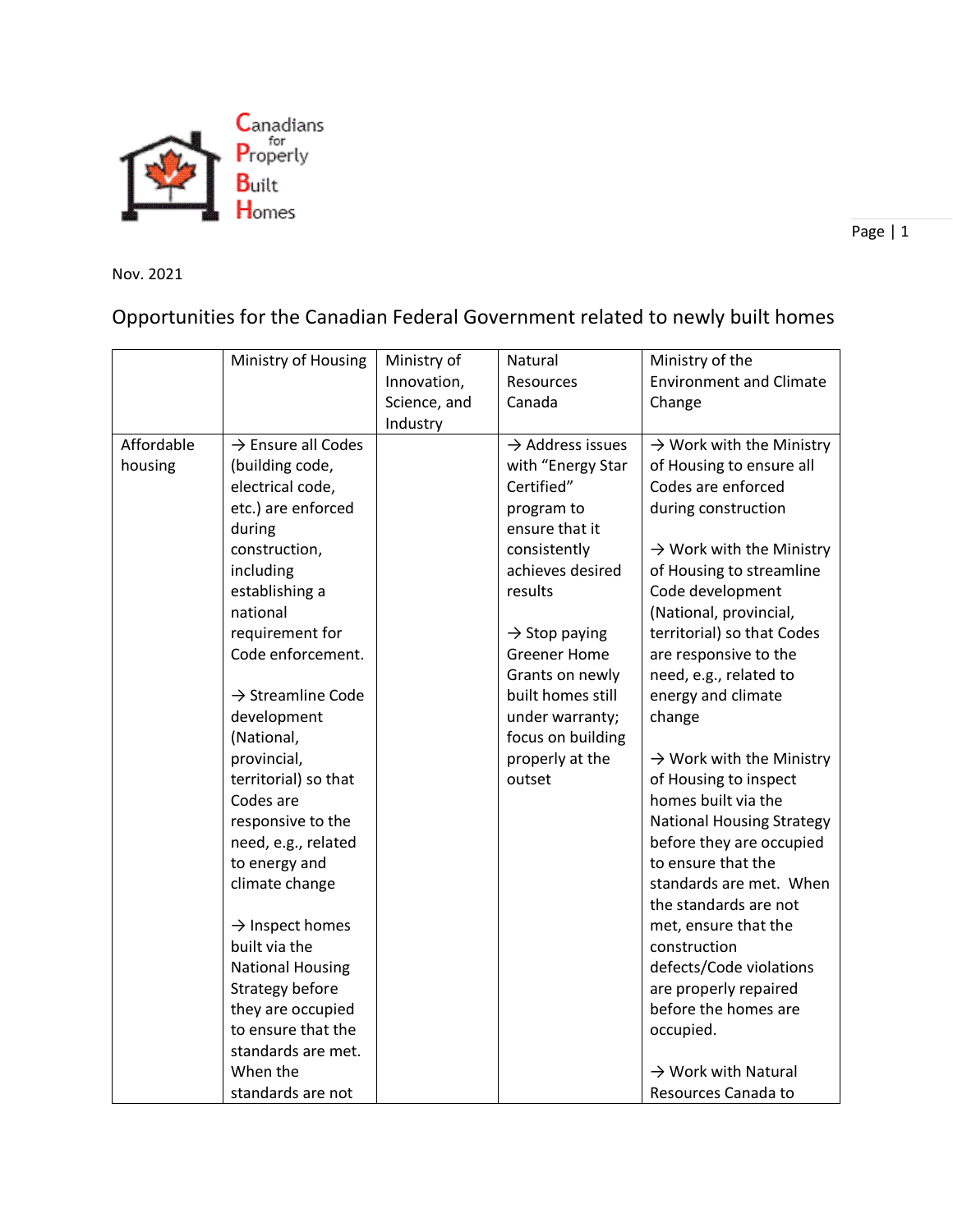Canadians for Properly Built Homes

Nov. 2021

# Opportunities for the Canadian Federal Government related to newly built homes

| | Ministry of Housing | Ministry of Innovation, Science, and Industry | Natural Resources Canada | Ministry of the Environment and Climate Change |
|---|---|---|---|---|
| Affordable housing | → Ensure all Codes (building code, electrical code, etc.) are enforced during construction, including establishing a national requirement for Code enforcement.<br><br>→ Streamline Code development (National, provincial, territorial) so that Codes are responsive to the need, e.g., related to energy and climate change<br><br>→ Inspect homes built via the National Housing Strategy before they are occupied to ensure that the standards are met. When the standards are not | | → Address issues with "Energy Star Certified" program to ensure that it consistently achieves desired results<br><br>→ Stop paying Greener Home Grants on newly built homes still under warranty; focus on building properly at the outset | → Work with the Ministry of Housing to ensure all Codes are enforced during construction<br><br>→ Work with the Ministry of Housing to streamline Code development (National, provincial, territorial) so that Codes are responsive to the need, e.g., related to energy and climate change<br><br>→ Work with the Ministry of Housing to inspect homes built via the National Housing Strategy before they are occupied to ensure that the standards are met. When the standards are not met, ensure that the construction defects/Code violations are properly repaired before the homes are occupied.<br><br>→ Work with Natural Resources Canada to |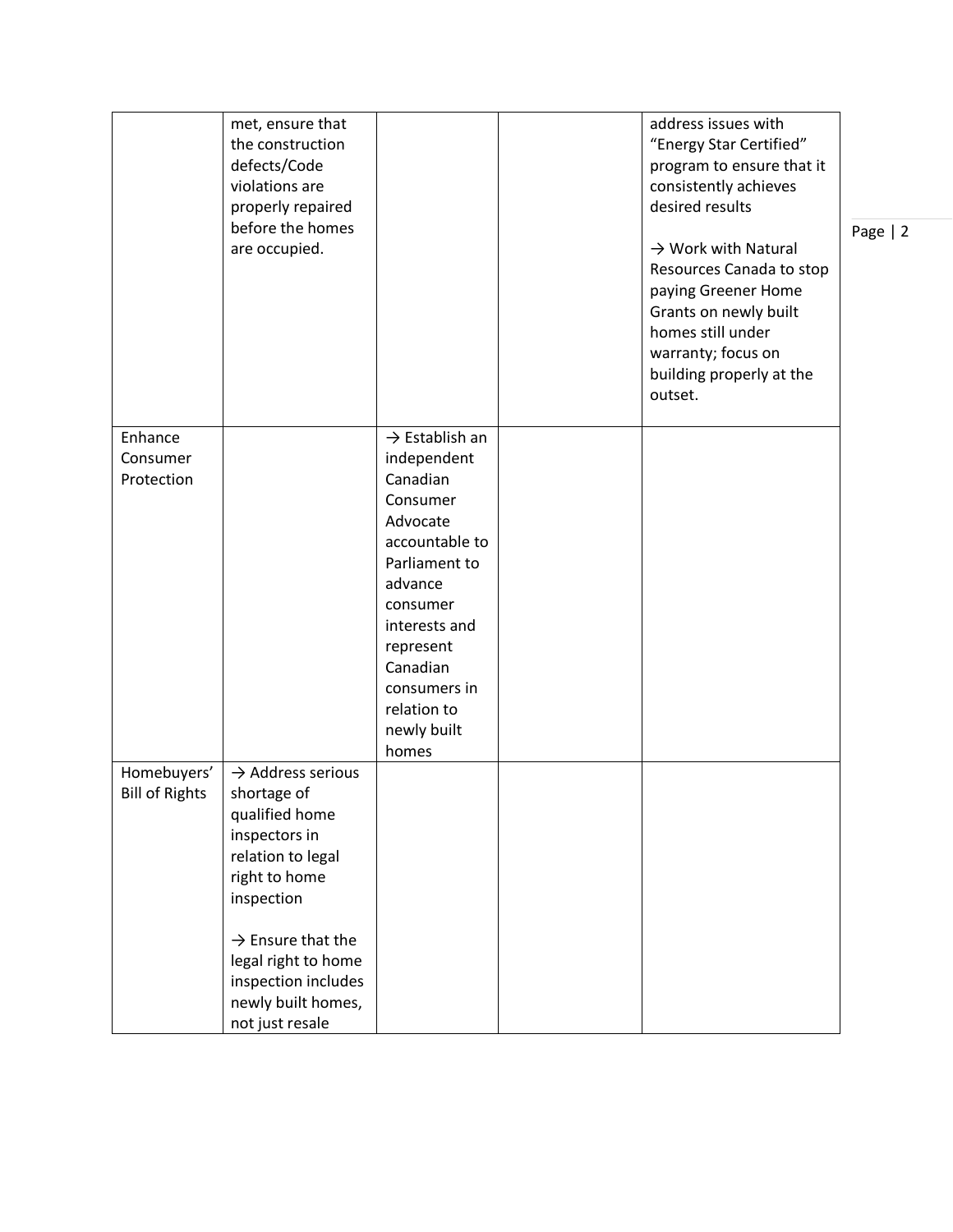| | | | | |
|---|---|---|---|---|
| | met, ensure that the construction defects/Code violations are properly repaired before the homes are occupied. | | | address issues with "Energy Star Certified" program to ensure that it consistently achieves desired results<br><br>→ Work with Natural Resources Canada to stop paying Greener Home Grants on newly built homes still under warranty; focus on building properly at the outset. |
| Enhance Consumer Protection | | → Establish an independent Canadian Consumer Advocate accountable to Parliament to advance consumer interests and represent Canadian consumers in relation to newly built homes | | |
| Homebuyers' Bill of Rights | → Address serious shortage of qualified home inspectors in relation to legal right to home inspection<br><br>→ Ensure that the legal right to home inspection includes newly built homes, not just resale | | | |